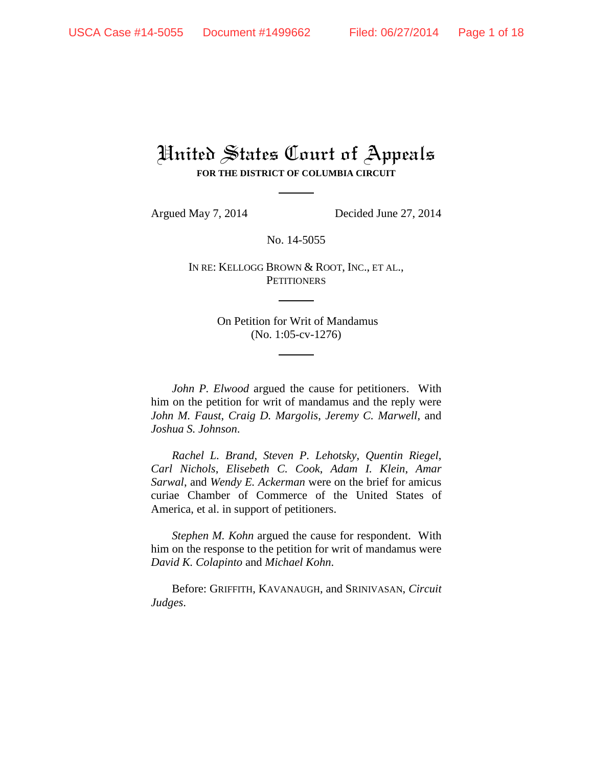# United States Court of Appeals

**FOR THE DISTRICT OF COLUMBIA CIRCUIT**

Argued May 7, 2014 Decided June 27, 2014

No. 14-5055

IN RE: KELLOGG BROWN & ROOT, INC., ET AL.,
PETITIONERS

On Petition for Writ of Mandamus
(No. 1:05-cv-1276)

*John P. Elwood* argued the cause for petitioners. With him on the petition for writ of mandamus and the reply were *John M. Faust*, *Craig D. Margolis*, *Jeremy C. Marwell*, and *Joshua S. Johnson*.

*Rachel L. Brand*, *Steven P. Lehotsky*, *Quentin Riegel*, *Carl Nichols*, *Elisebeth C. Cook*, *Adam I. Klein*, *Amar Sarwal*, and *Wendy E. Ackerman* were on the brief for amicus curiae Chamber of Commerce of the United States of America, et al. in support of petitioners.

*Stephen M. Kohn* argued the cause for respondent. With him on the response to the petition for writ of mandamus were *David K. Colapinto* and *Michael Kohn*.

Before: GRIFFITH, KAVANAUGH, and SRINIVASAN, *Circuit Judges*.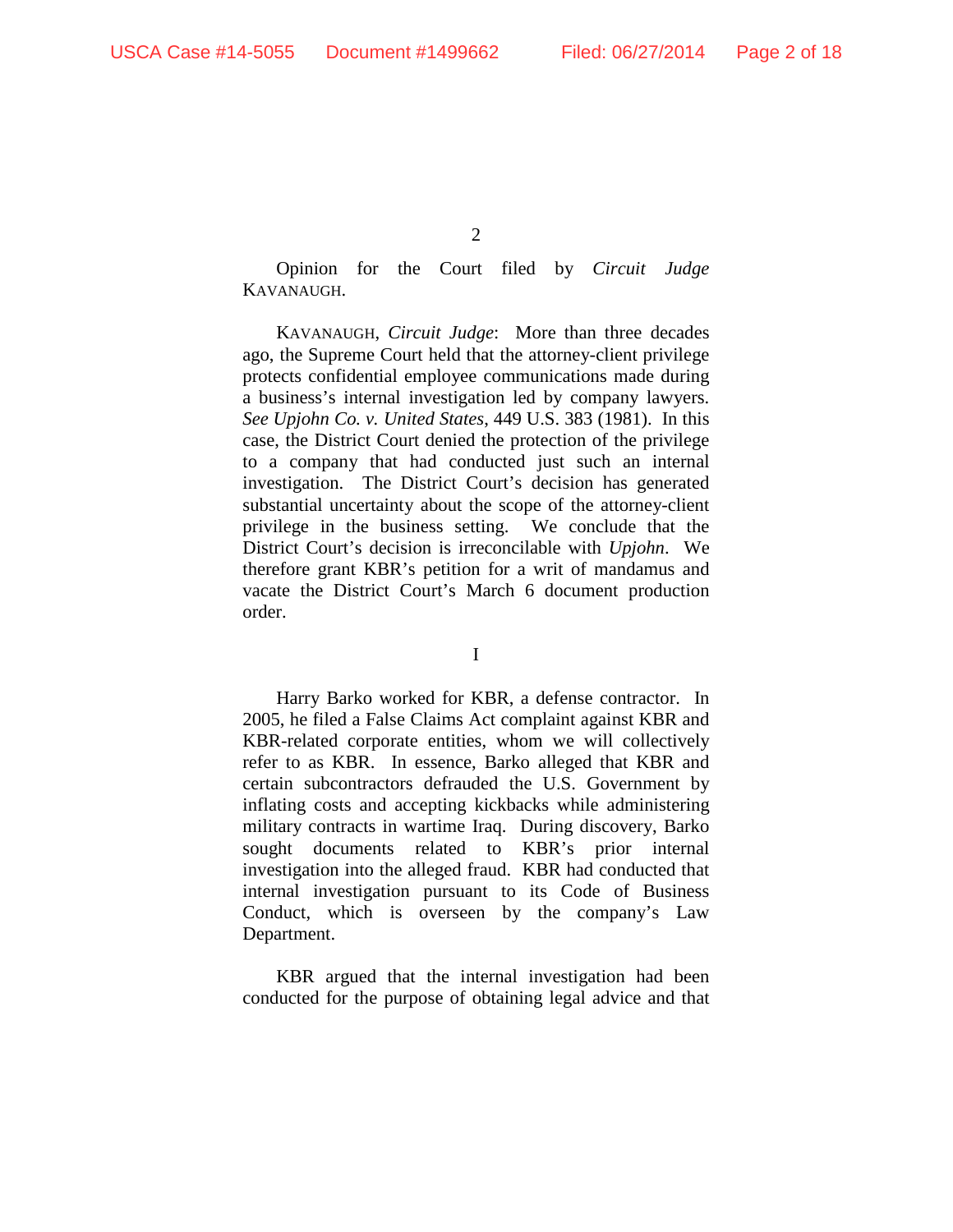Opinion for the Court filed by *Circuit Judge* KAVANAUGH.

KAVANAUGH, *Circuit Judge*: More than three decades ago, the Supreme Court held that the attorney-client privilege protects confidential employee communications made during a business's internal investigation led by company lawyers. *See Upjohn Co. v. United States*, 449 U.S. 383 (1981). In this case, the District Court denied the protection of the privilege to a company that had conducted just such an internal investigation. The District Court's decision has generated substantial uncertainty about the scope of the attorney-client privilege in the business setting. We conclude that the District Court's decision is irreconcilable with *Upjohn*. We therefore grant KBR's petition for a writ of mandamus and vacate the District Court's March 6 document production order.

I

Harry Barko worked for KBR, a defense contractor. In 2005, he filed a False Claims Act complaint against KBR and KBR-related corporate entities, whom we will collectively refer to as KBR. In essence, Barko alleged that KBR and certain subcontractors defrauded the U.S. Government by inflating costs and accepting kickbacks while administering military contracts in wartime Iraq. During discovery, Barko sought documents related to KBR's prior internal investigation into the alleged fraud. KBR had conducted that internal investigation pursuant to its Code of Business Conduct, which is overseen by the company's Law Department.

KBR argued that the internal investigation had been conducted for the purpose of obtaining legal advice and that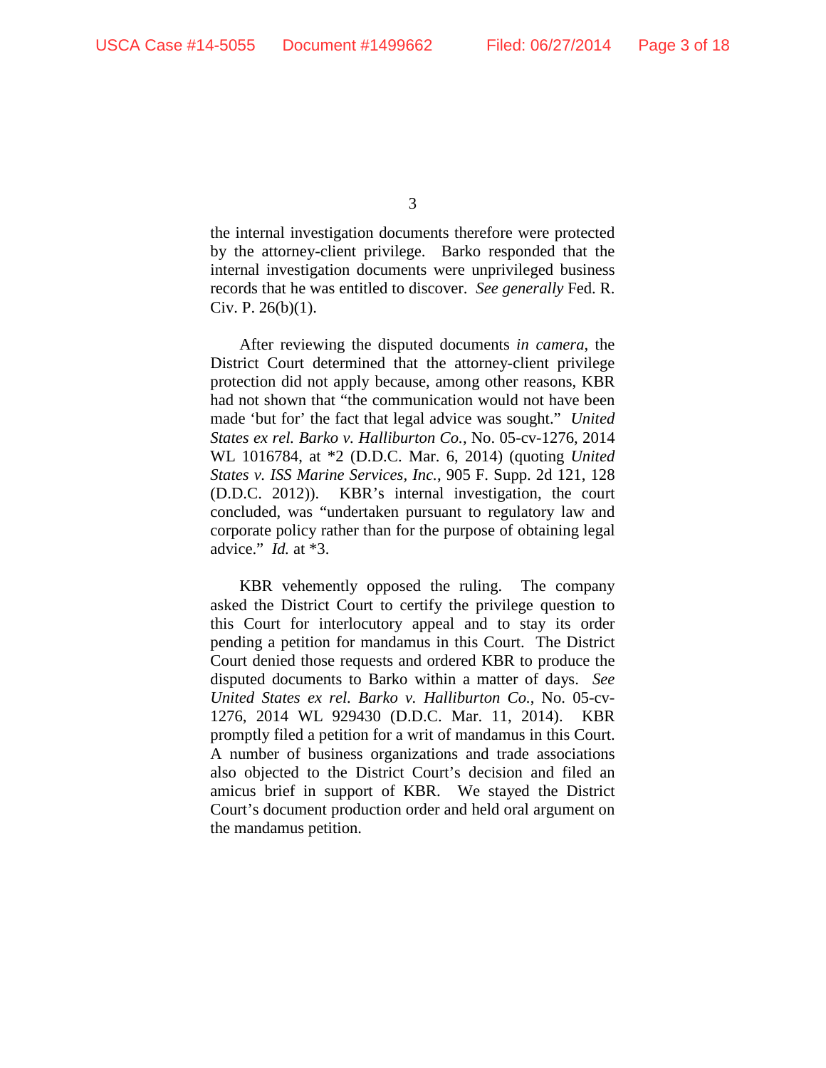the internal investigation documents therefore were protected by the attorney-client privilege. Barko responded that the internal investigation documents were unprivileged business records that he was entitled to discover. *See generally* Fed. R. Civ. P. 26(b)(1).

After reviewing the disputed documents *in camera*, the District Court determined that the attorney-client privilege protection did not apply because, among other reasons, KBR had not shown that "the communication would not have been made 'but for' the fact that legal advice was sought." *United States ex rel. Barko v. Halliburton Co.*, No. 05-cv-1276, 2014 WL 1016784, at *2 (D.D.C. Mar. 6, 2014) (quoting *United States v. ISS Marine Services, Inc.*, 905 F. Supp. 2d 121, 128 (D.D.C. 2012)). KBR's internal investigation, the court concluded, was "undertaken pursuant to regulatory law and corporate policy rather than for the purpose of obtaining legal advice." *Id.* at *3.

KBR vehemently opposed the ruling. The company asked the District Court to certify the privilege question to this Court for interlocutory appeal and to stay its order pending a petition for mandamus in this Court. The District Court denied those requests and ordered KBR to produce the disputed documents to Barko within a matter of days. *See United States ex rel. Barko v. Halliburton Co.*, No. 05-cv-1276, 2014 WL 929430 (D.D.C. Mar. 11, 2014). KBR promptly filed a petition for a writ of mandamus in this Court. A number of business organizations and trade associations also objected to the District Court's decision and filed an amicus brief in support of KBR. We stayed the District Court's document production order and held oral argument on the mandamus petition.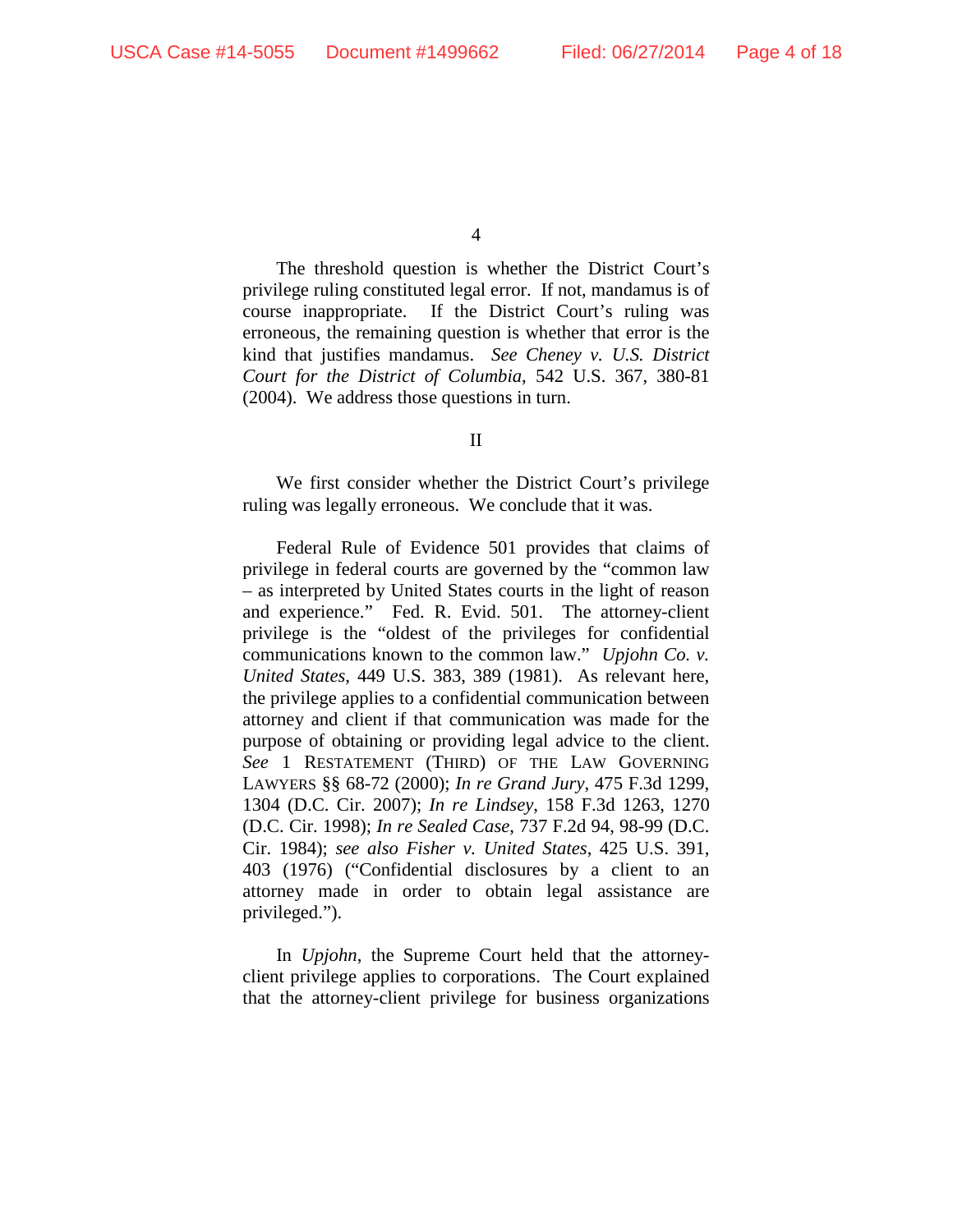The threshold question is whether the District Court's privilege ruling constituted legal error. If not, mandamus is of course inappropriate. If the District Court's ruling was erroneous, the remaining question is whether that error is the kind that justifies mandamus. *See Cheney v. U.S. District Court for the District of Columbia*, 542 U.S. 367, 380-81 (2004). We address those questions in turn.

## II

We first consider whether the District Court's privilege ruling was legally erroneous. We conclude that it was.

Federal Rule of Evidence 501 provides that claims of privilege in federal courts are governed by the "common law – as interpreted by United States courts in the light of reason and experience." Fed. R. Evid. 501. The attorney-client privilege is the "oldest of the privileges for confidential communications known to the common law." *Upjohn Co. v. United States*, 449 U.S. 383, 389 (1981). As relevant here, the privilege applies to a confidential communication between attorney and client if that communication was made for the purpose of obtaining or providing legal advice to the client. *See* 1 RESTATEMENT (THIRD) OF THE LAW GOVERNING LAWYERS §§ 68-72 (2000); *In re Grand Jury*, 475 F.3d 1299, 1304 (D.C. Cir. 2007); *In re Lindsey*, 158 F.3d 1263, 1270 (D.C. Cir. 1998); *In re Sealed Case*, 737 F.2d 94, 98-99 (D.C. Cir. 1984); *see also Fisher v. United States*, 425 U.S. 391, 403 (1976) ("Confidential disclosures by a client to an attorney made in order to obtain legal assistance are privileged.").

In *Upjohn*, the Supreme Court held that the attorney-client privilege applies to corporations. The Court explained that the attorney-client privilege for business organizations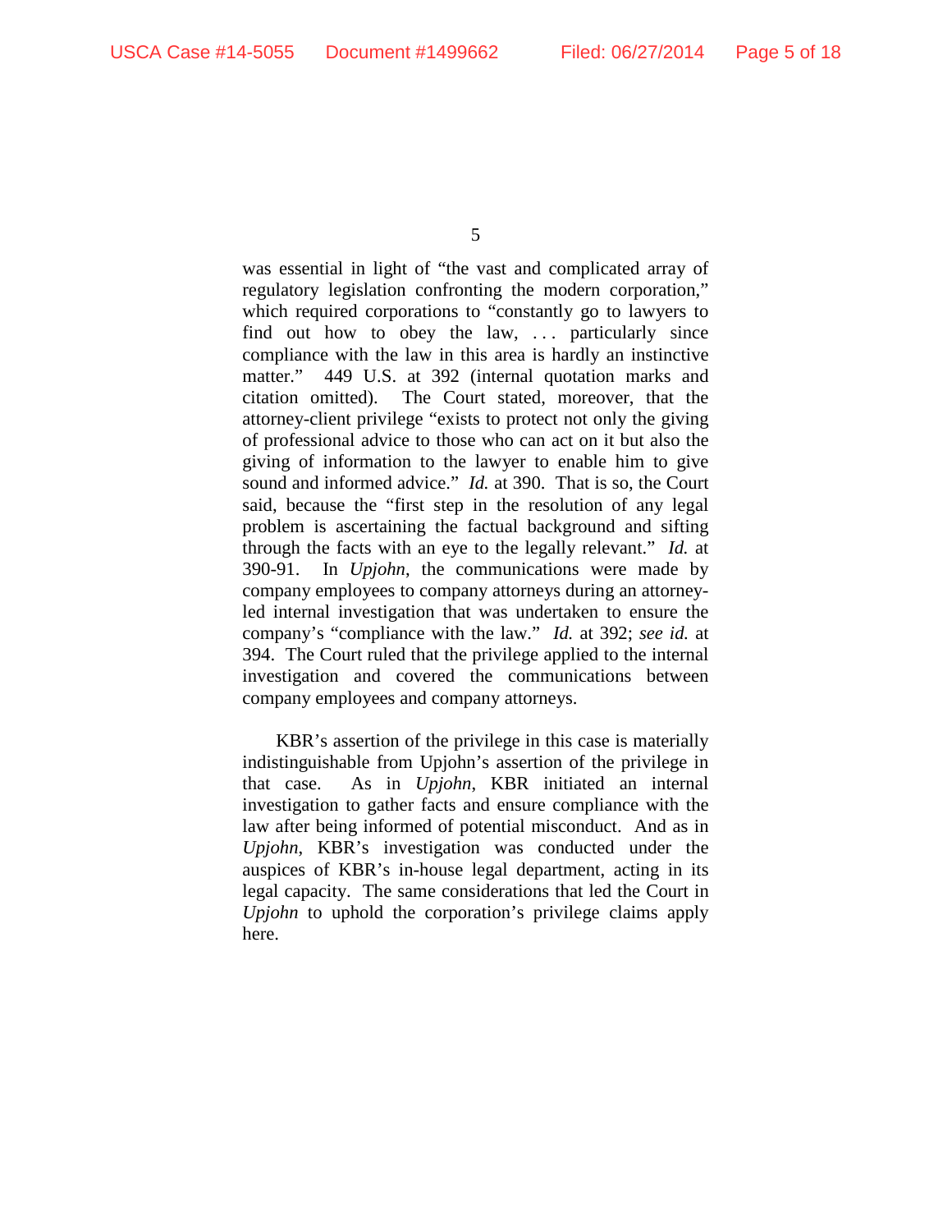was essential in light of "the vast and complicated array of regulatory legislation confronting the modern corporation," which required corporations to "constantly go to lawyers to find out how to obey the law, . . . particularly since compliance with the law in this area is hardly an instinctive matter." 449 U.S. at 392 (internal quotation marks and citation omitted). The Court stated, moreover, that the attorney-client privilege "exists to protect not only the giving of professional advice to those who can act on it but also the giving of information to the lawyer to enable him to give sound and informed advice." *Id.* at 390. That is so, the Court said, because the "first step in the resolution of any legal problem is ascertaining the factual background and sifting through the facts with an eye to the legally relevant." *Id.* at 390-91. In *Upjohn*, the communications were made by company employees to company attorneys during an attorney-led internal investigation that was undertaken to ensure the company's "compliance with the law." *Id.* at 392; *see id.* at 394. The Court ruled that the privilege applied to the internal investigation and covered the communications between company employees and company attorneys.

KBR's assertion of the privilege in this case is materially indistinguishable from Upjohn's assertion of the privilege in that case. As in *Upjohn*, KBR initiated an internal investigation to gather facts and ensure compliance with the law after being informed of potential misconduct. And as in *Upjohn*, KBR's investigation was conducted under the auspices of KBR's in-house legal department, acting in its legal capacity. The same considerations that led the Court in *Upjohn* to uphold the corporation's privilege claims apply here.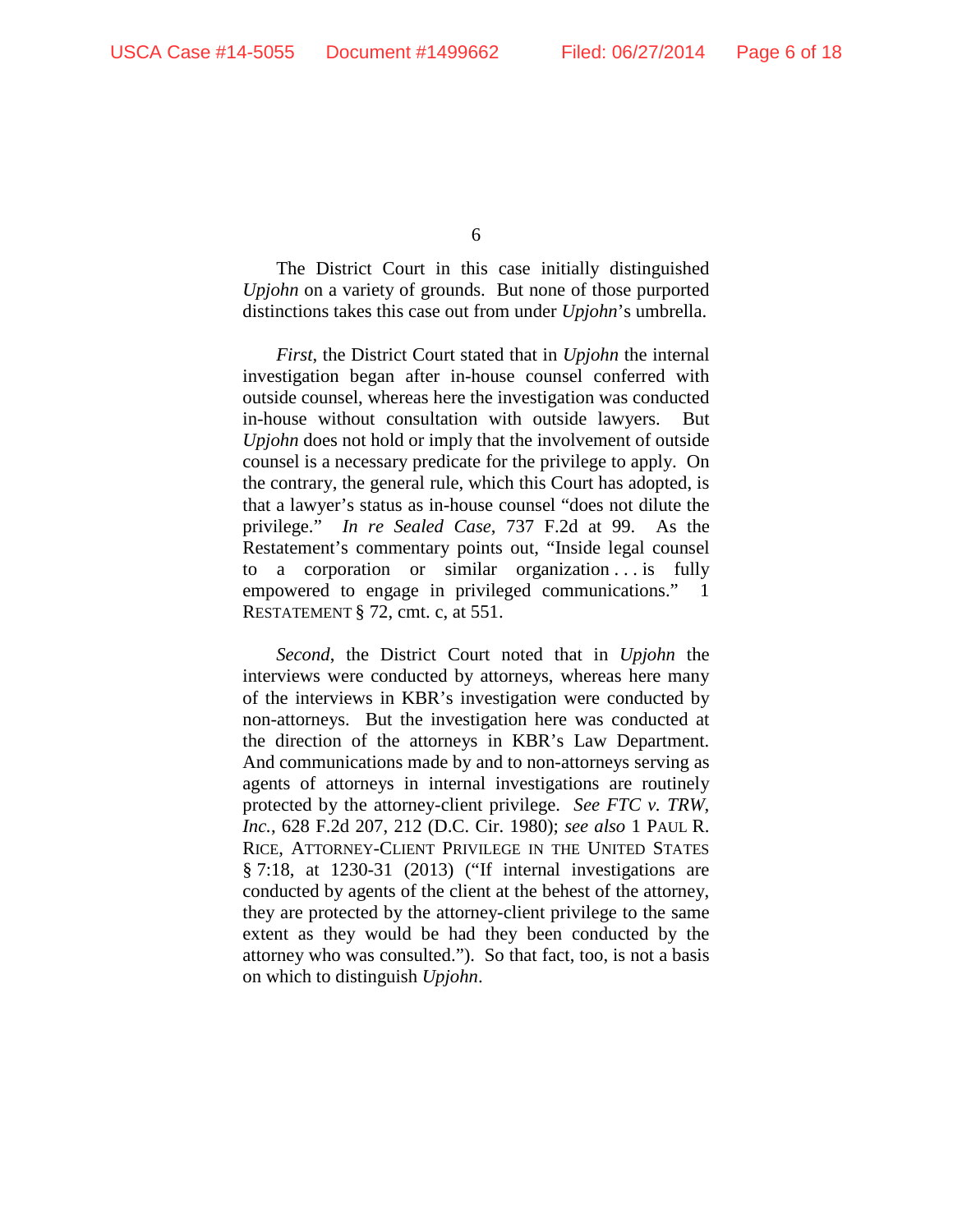The District Court in this case initially distinguished *Upjohn* on a variety of grounds. But none of those purported distinctions takes this case out from under *Upjohn*'s umbrella.

*First*, the District Court stated that in *Upjohn* the internal investigation began after in-house counsel conferred with outside counsel, whereas here the investigation was conducted in-house without consultation with outside lawyers. But *Upjohn* does not hold or imply that the involvement of outside counsel is a necessary predicate for the privilege to apply. On the contrary, the general rule, which this Court has adopted, is that a lawyer's status as in-house counsel "does not dilute the privilege." *In re Sealed Case*, 737 F.2d at 99. As the Restatement's commentary points out, "Inside legal counsel to a corporation or similar organization . . . is fully empowered to engage in privileged communications." 1 RESTATEMENT § 72, cmt. c, at 551.

*Second*, the District Court noted that in *Upjohn* the interviews were conducted by attorneys, whereas here many of the interviews in KBR's investigation were conducted by non-attorneys. But the investigation here was conducted at the direction of the attorneys in KBR's Law Department. And communications made by and to non-attorneys serving as agents of attorneys in internal investigations are routinely protected by the attorney-client privilege. *See FTC v. TRW, Inc.*, 628 F.2d 207, 212 (D.C. Cir. 1980); *see also* 1 PAUL R. RICE, ATTORNEY-CLIENT PRIVILEGE IN THE UNITED STATES § 7:18, at 1230-31 (2013) ("If internal investigations are conducted by agents of the client at the behest of the attorney, they are protected by the attorney-client privilege to the same extent as they would be had they been conducted by the attorney who was consulted."). So that fact, too, is not a basis on which to distinguish *Upjohn*.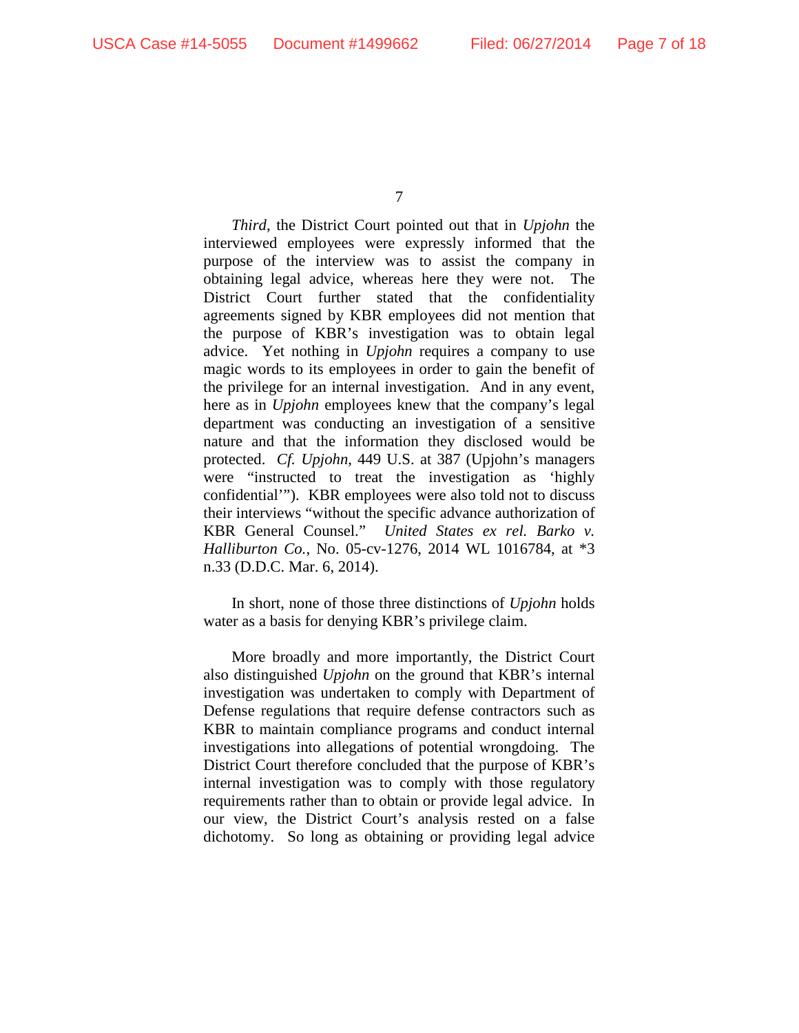*Third*, the District Court pointed out that in *Upjohn* the interviewed employees were expressly informed that the purpose of the interview was to assist the company in obtaining legal advice, whereas here they were not. The District Court further stated that the confidentiality agreements signed by KBR employees did not mention that the purpose of KBR's investigation was to obtain legal advice. Yet nothing in *Upjohn* requires a company to use magic words to its employees in order to gain the benefit of the privilege for an internal investigation. And in any event, here as in *Upjohn* employees knew that the company's legal department was conducting an investigation of a sensitive nature and that the information they disclosed would be protected. *Cf. Upjohn*, 449 U.S. at 387 (Upjohn's managers were "instructed to treat the investigation as 'highly confidential'"). KBR employees were also told not to discuss their interviews "without the specific advance authorization of KBR General Counsel." *United States ex rel. Barko v. Halliburton Co.*, No. 05-cv-1276, 2014 WL 1016784, at *3 n.33 (D.D.C. Mar. 6, 2014).

In short, none of those three distinctions of *Upjohn* holds water as a basis for denying KBR's privilege claim.

More broadly and more importantly, the District Court also distinguished *Upjohn* on the ground that KBR's internal investigation was undertaken to comply with Department of Defense regulations that require defense contractors such as KBR to maintain compliance programs and conduct internal investigations into allegations of potential wrongdoing. The District Court therefore concluded that the purpose of KBR's internal investigation was to comply with those regulatory requirements rather than to obtain or provide legal advice. In our view, the District Court's analysis rested on a false dichotomy. So long as obtaining or providing legal advice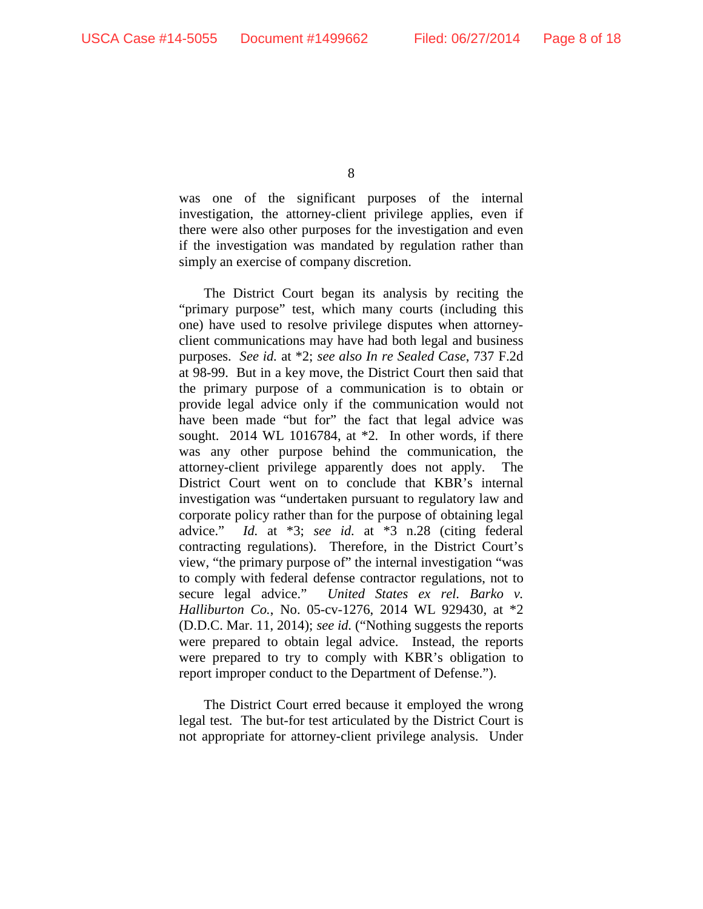was one of the significant purposes of the internal investigation, the attorney-client privilege applies, even if there were also other purposes for the investigation and even if the investigation was mandated by regulation rather than simply an exercise of company discretion.

The District Court began its analysis by reciting the "primary purpose" test, which many courts (including this one) have used to resolve privilege disputes when attorney-client communications may have had both legal and business purposes. *See id.* at *2; *see also In re Sealed Case*, 737 F.2d at 98-99. But in a key move, the District Court then said that the primary purpose of a communication is to obtain or provide legal advice only if the communication would not have been made "but for" the fact that legal advice was sought. 2014 WL 1016784, at *2. In other words, if there was any other purpose behind the communication, the attorney-client privilege apparently does not apply. The District Court went on to conclude that KBR's internal investigation was "undertaken pursuant to regulatory law and corporate policy rather than for the purpose of obtaining legal advice." *Id.* at *3; *see id.* at *3 n.28 (citing federal contracting regulations). Therefore, in the District Court's view, "the primary purpose of" the internal investigation "was to comply with federal defense contractor regulations, not to secure legal advice." *United States ex rel. Barko v. Halliburton Co.*, No. 05-cv-1276, 2014 WL 929430, at *2 (D.D.C. Mar. 11, 2014); *see id.* ("Nothing suggests the reports were prepared to obtain legal advice. Instead, the reports were prepared to try to comply with KBR's obligation to report improper conduct to the Department of Defense.").

The District Court erred because it employed the wrong legal test. The but-for test articulated by the District Court is not appropriate for attorney-client privilege analysis. Under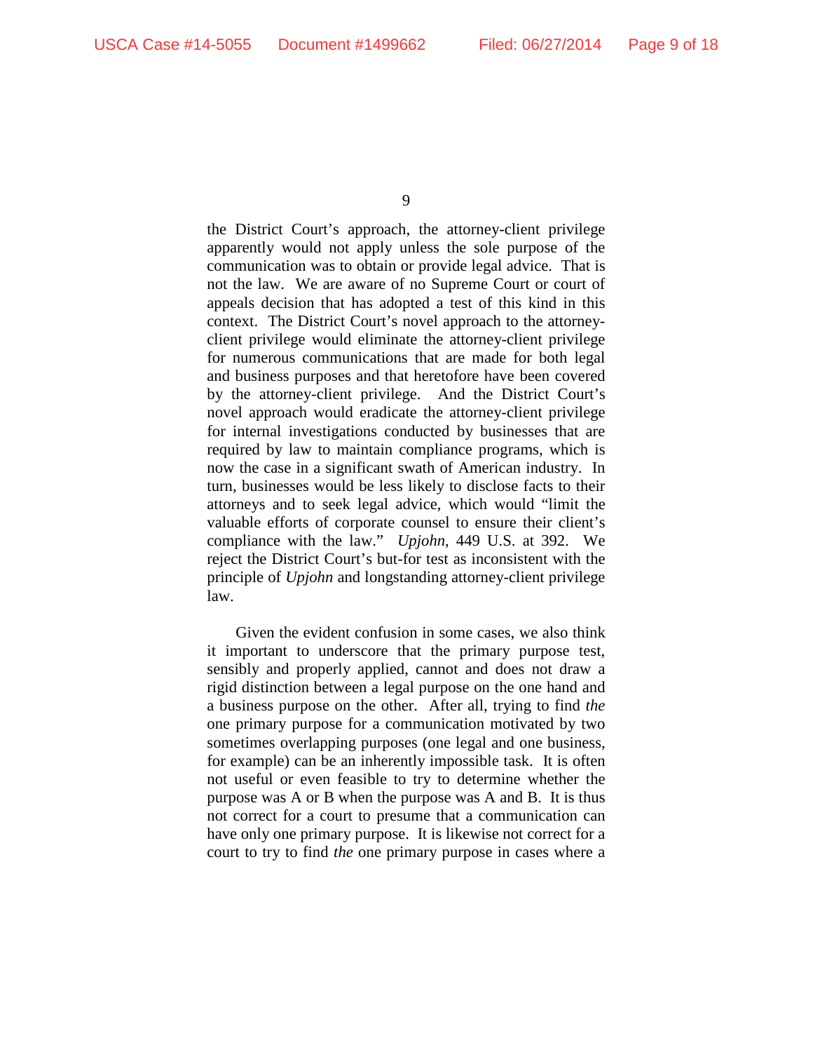the District Court's approach, the attorney-client privilege apparently would not apply unless the sole purpose of the communication was to obtain or provide legal advice. That is not the law. We are aware of no Supreme Court or court of appeals decision that has adopted a test of this kind in this context. The District Court's novel approach to the attorney-client privilege would eliminate the attorney-client privilege for numerous communications that are made for both legal and business purposes and that heretofore have been covered by the attorney-client privilege. And the District Court's novel approach would eradicate the attorney-client privilege for internal investigations conducted by businesses that are required by law to maintain compliance programs, which is now the case in a significant swath of American industry. In turn, businesses would be less likely to disclose facts to their attorneys and to seek legal advice, which would "limit the valuable efforts of corporate counsel to ensure their client's compliance with the law." *Upjohn*, 449 U.S. at 392. We reject the District Court's but-for test as inconsistent with the principle of *Upjohn* and longstanding attorney-client privilege law.

Given the evident confusion in some cases, we also think it important to underscore that the primary purpose test, sensibly and properly applied, cannot and does not draw a rigid distinction between a legal purpose on the one hand and a business purpose on the other. After all, trying to find *the* one primary purpose for a communication motivated by two sometimes overlapping purposes (one legal and one business, for example) can be an inherently impossible task. It is often not useful or even feasible to try to determine whether the purpose was A or B when the purpose was A and B. It is thus not correct for a court to presume that a communication can have only one primary purpose. It is likewise not correct for a court to try to find *the* one primary purpose in cases where a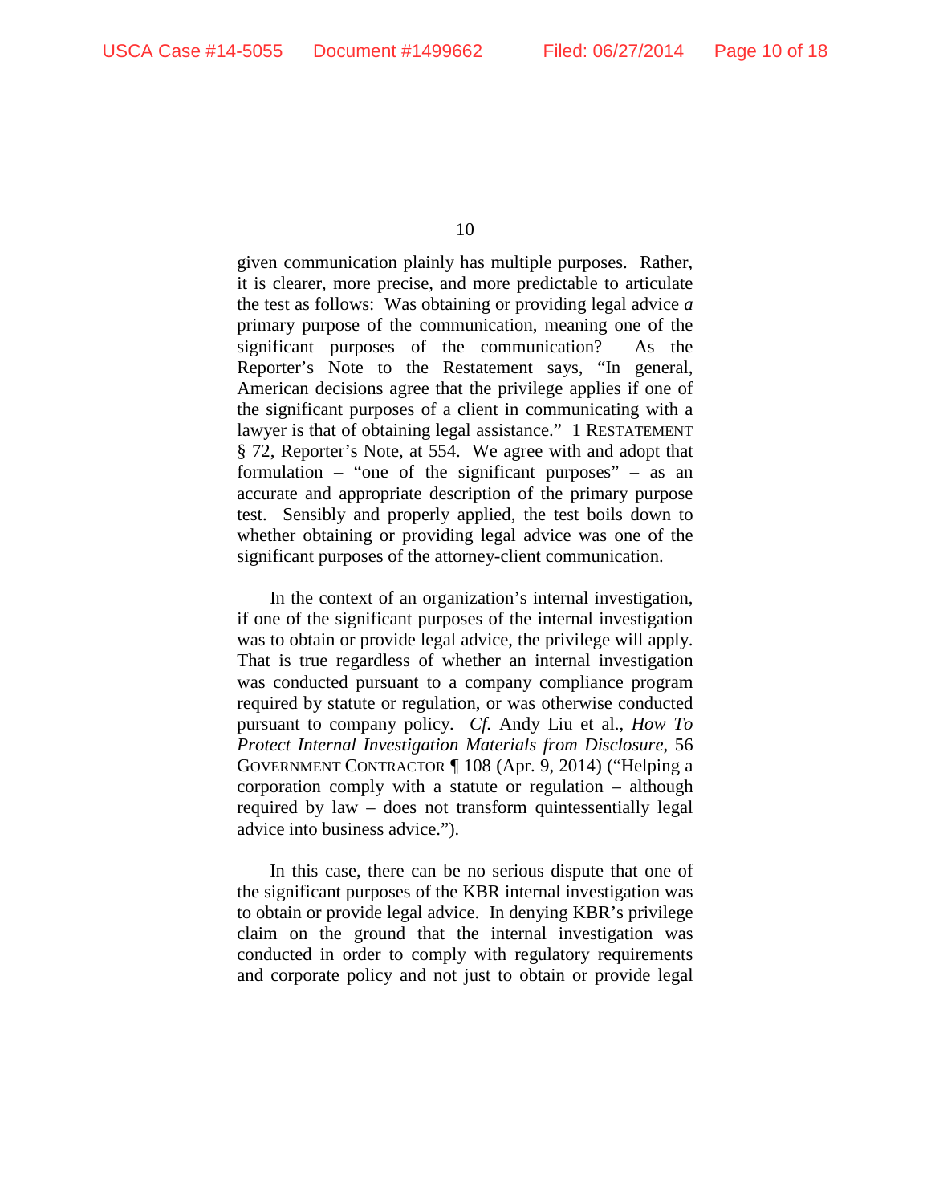given communication plainly has multiple purposes. Rather, it is clearer, more precise, and more predictable to articulate the test as follows: Was obtaining or providing legal advice *a* primary purpose of the communication, meaning one of the significant purposes of the communication? As the Reporter's Note to the Restatement says, "In general, American decisions agree that the privilege applies if one of the significant purposes of a client in communicating with a lawyer is that of obtaining legal assistance." 1 RESTATEMENT § 72, Reporter's Note, at 554. We agree with and adopt that formulation – "one of the significant purposes" – as an accurate and appropriate description of the primary purpose test. Sensibly and properly applied, the test boils down to whether obtaining or providing legal advice was one of the significant purposes of the attorney-client communication.

In the context of an organization's internal investigation, if one of the significant purposes of the internal investigation was to obtain or provide legal advice, the privilege will apply. That is true regardless of whether an internal investigation was conducted pursuant to a company compliance program required by statute or regulation, or was otherwise conducted pursuant to company policy. *Cf.* Andy Liu et al., *How To Protect Internal Investigation Materials from Disclosure*, 56 GOVERNMENT CONTRACTOR ¶ 108 (Apr. 9, 2014) ("Helping a corporation comply with a statute or regulation – although required by law – does not transform quintessentially legal advice into business advice.").

In this case, there can be no serious dispute that one of the significant purposes of the KBR internal investigation was to obtain or provide legal advice. In denying KBR's privilege claim on the ground that the internal investigation was conducted in order to comply with regulatory requirements and corporate policy and not just to obtain or provide legal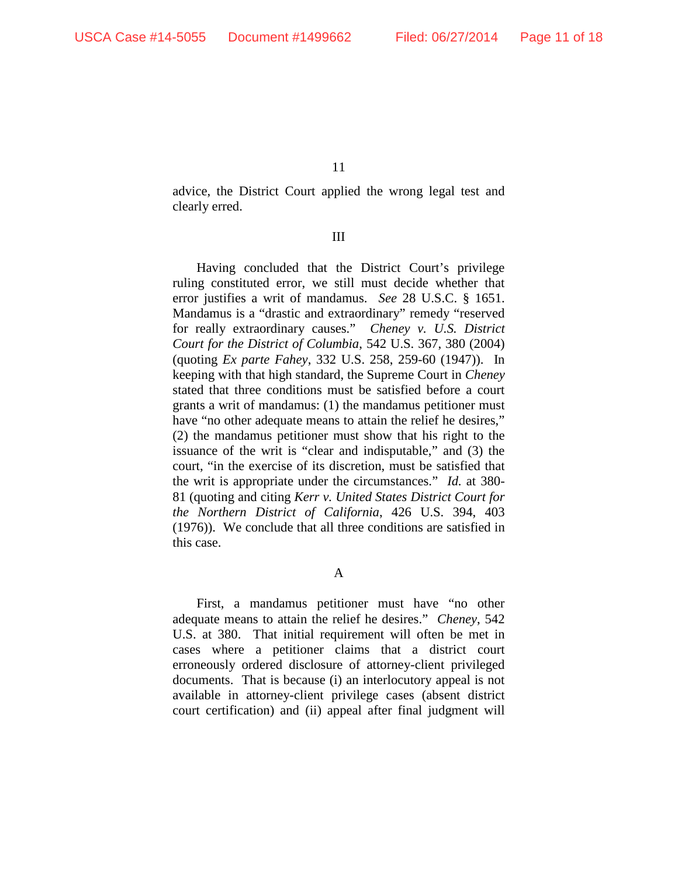advice, the District Court applied the wrong legal test and clearly erred.

## III

Having concluded that the District Court's privilege ruling constituted error, we still must decide whether that error justifies a writ of mandamus. *See* 28 U.S.C. § 1651. Mandamus is a "drastic and extraordinary" remedy "reserved for really extraordinary causes." *Cheney v. U.S. District Court for the District of Columbia*, 542 U.S. 367, 380 (2004) (quoting *Ex parte Fahey*, 332 U.S. 258, 259-60 (1947)). In keeping with that high standard, the Supreme Court in *Cheney* stated that three conditions must be satisfied before a court grants a writ of mandamus: (1) the mandamus petitioner must have "no other adequate means to attain the relief he desires," (2) the mandamus petitioner must show that his right to the issuance of the writ is "clear and indisputable," and (3) the court, "in the exercise of its discretion, must be satisfied that the writ is appropriate under the circumstances." *Id.* at 380-81 (quoting and citing *Kerr v. United States District Court for the Northern District of California*, 426 U.S. 394, 403 (1976)). We conclude that all three conditions are satisfied in this case.

### A

First, a mandamus petitioner must have "no other adequate means to attain the relief he desires." *Cheney*, 542 U.S. at 380. That initial requirement will often be met in cases where a petitioner claims that a district court erroneously ordered disclosure of attorney-client privileged documents. That is because (i) an interlocutory appeal is not available in attorney-client privilege cases (absent district court certification) and (ii) appeal after final judgment will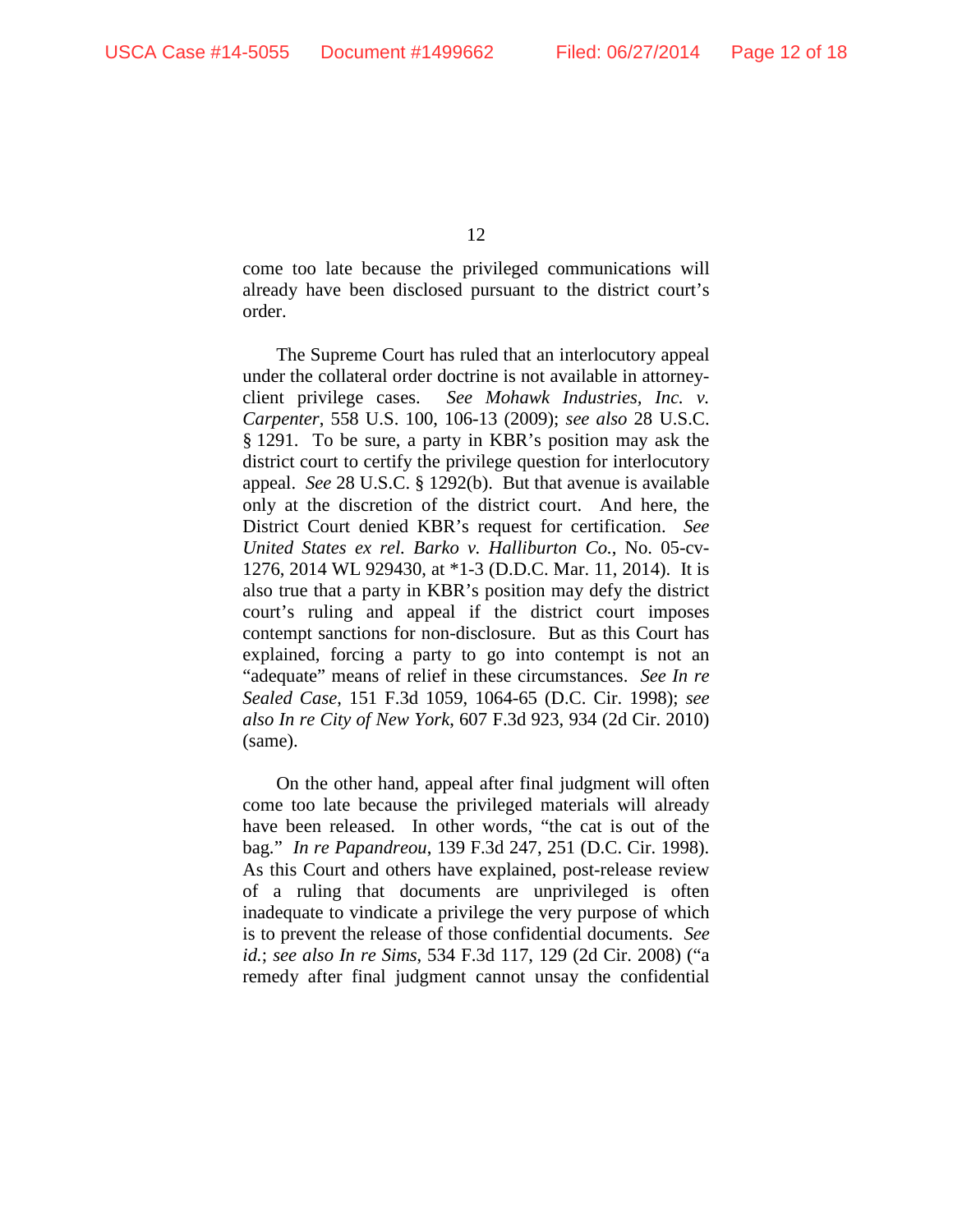come too late because the privileged communications will already have been disclosed pursuant to the district court's order.

The Supreme Court has ruled that an interlocutory appeal under the collateral order doctrine is not available in attorney-client privilege cases. *See Mohawk Industries, Inc. v. Carpenter*, 558 U.S. 100, 106-13 (2009); *see also* 28 U.S.C. § 1291. To be sure, a party in KBR's position may ask the district court to certify the privilege question for interlocutory appeal. *See* 28 U.S.C. § 1292(b). But that avenue is available only at the discretion of the district court. And here, the District Court denied KBR's request for certification. *See United States ex rel. Barko v. Halliburton Co.*, No. 05-cv-1276, 2014 WL 929430, at *1-3 (D.D.C. Mar. 11, 2014). It is also true that a party in KBR's position may defy the district court's ruling and appeal if the district court imposes contempt sanctions for non-disclosure. But as this Court has explained, forcing a party to go into contempt is not an "adequate" means of relief in these circumstances. *See In re Sealed Case*, 151 F.3d 1059, 1064-65 (D.C. Cir. 1998); *see also In re City of New York*, 607 F.3d 923, 934 (2d Cir. 2010) (same).

On the other hand, appeal after final judgment will often come too late because the privileged materials will already have been released. In other words, "the cat is out of the bag." *In re Papandreou*, 139 F.3d 247, 251 (D.C. Cir. 1998). As this Court and others have explained, post-release review of a ruling that documents are unprivileged is often inadequate to vindicate a privilege the very purpose of which is to prevent the release of those confidential documents. *See id.*; *see also In re Sims*, 534 F.3d 117, 129 (2d Cir. 2008) ("a remedy after final judgment cannot unsay the confidential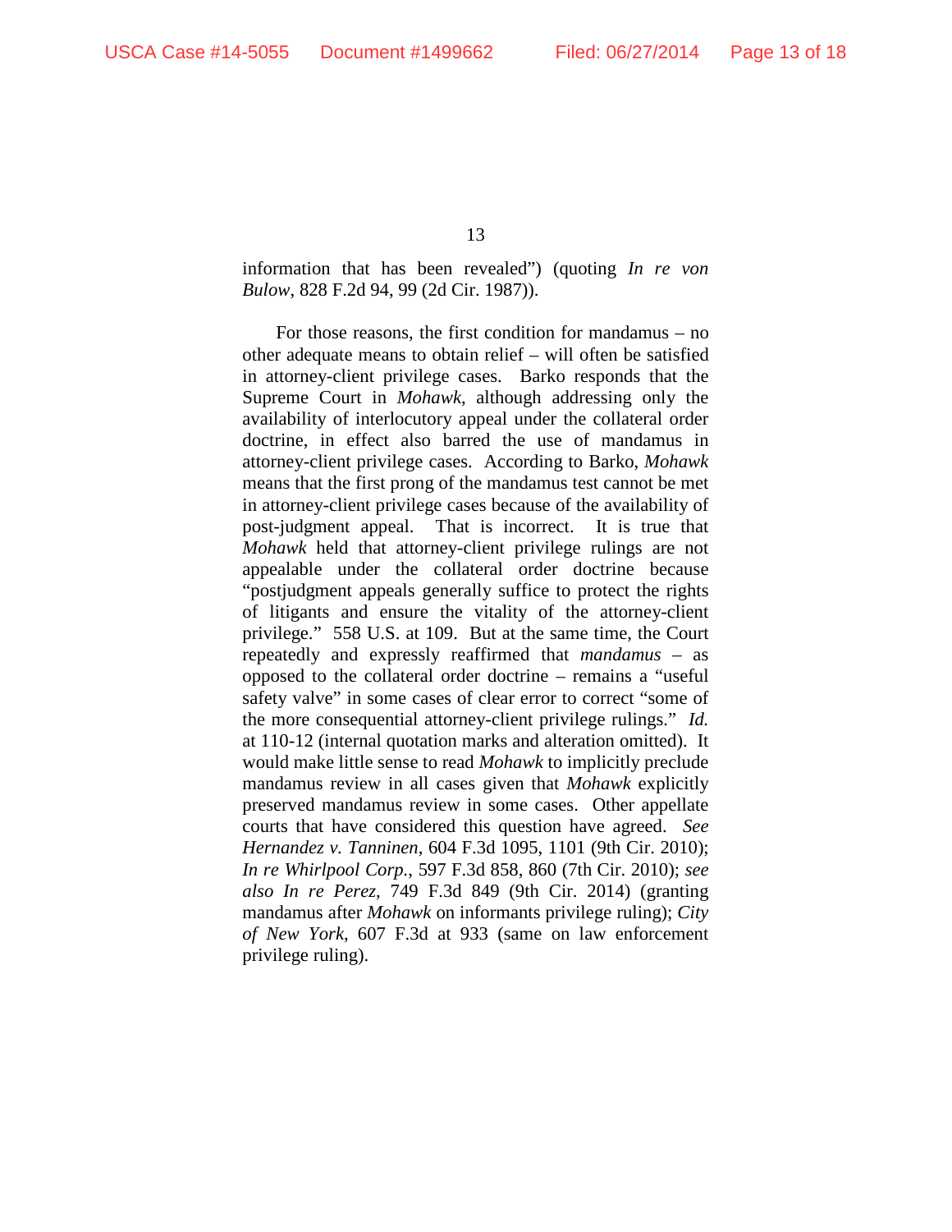information that has been revealed") (quoting *In re von Bulow*, 828 F.2d 94, 99 (2d Cir. 1987)).

For those reasons, the first condition for mandamus – no other adequate means to obtain relief – will often be satisfied in attorney-client privilege cases. Barko responds that the Supreme Court in *Mohawk*, although addressing only the availability of interlocutory appeal under the collateral order doctrine, in effect also barred the use of mandamus in attorney-client privilege cases. According to Barko, *Mohawk* means that the first prong of the mandamus test cannot be met in attorney-client privilege cases because of the availability of post-judgment appeal. That is incorrect. It is true that *Mohawk* held that attorney-client privilege rulings are not appealable under the collateral order doctrine because "postjudgment appeals generally suffice to protect the rights of litigants and ensure the vitality of the attorney-client privilege." 558 U.S. at 109. But at the same time, the Court repeatedly and expressly reaffirmed that *mandamus* – as opposed to the collateral order doctrine – remains a "useful safety valve" in some cases of clear error to correct "some of the more consequential attorney-client privilege rulings." *Id.* at 110-12 (internal quotation marks and alteration omitted). It would make little sense to read *Mohawk* to implicitly preclude mandamus review in all cases given that *Mohawk* explicitly preserved mandamus review in some cases. Other appellate courts that have considered this question have agreed. *See Hernandez v. Tanninen*, 604 F.3d 1095, 1101 (9th Cir. 2010); *In re Whirlpool Corp.*, 597 F.3d 858, 860 (7th Cir. 2010); *see also In re Perez*, 749 F.3d 849 (9th Cir. 2014) (granting mandamus after *Mohawk* on informants privilege ruling); *City of New York*, 607 F.3d at 933 (same on law enforcement privilege ruling).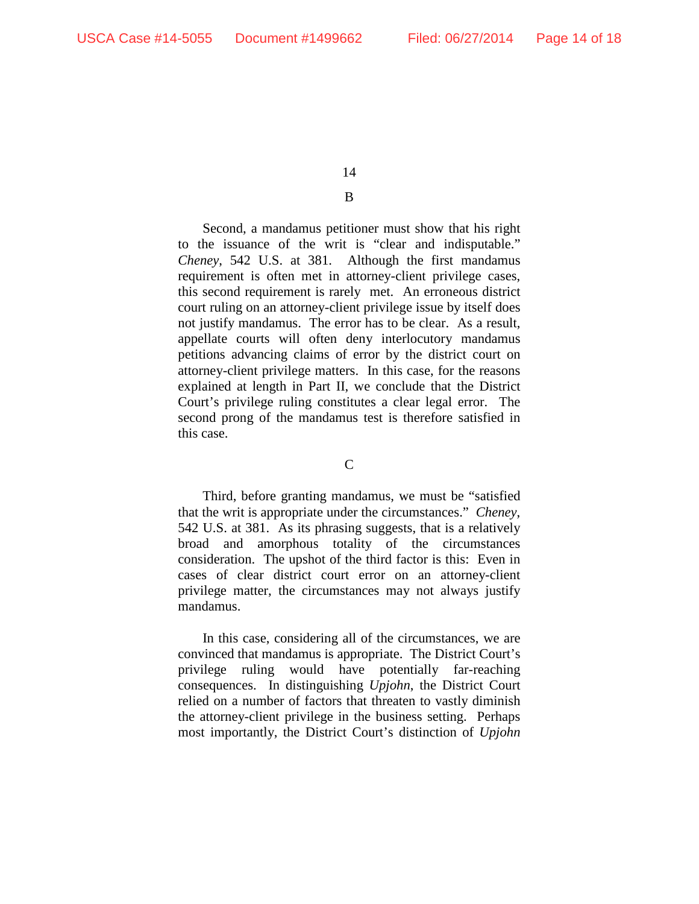### B

Second, a mandamus petitioner must show that his right to the issuance of the writ is "clear and indisputable." *Cheney*, 542 U.S. at 381. Although the first mandamus requirement is often met in attorney-client privilege cases, this second requirement is rarely met. An erroneous district court ruling on an attorney-client privilege issue by itself does not justify mandamus. The error has to be clear. As a result, appellate courts will often deny interlocutory mandamus petitions advancing claims of error by the district court on attorney-client privilege matters. In this case, for the reasons explained at length in Part II, we conclude that the District Court's privilege ruling constitutes a clear legal error. The second prong of the mandamus test is therefore satisfied in this case.

### C

Third, before granting mandamus, we must be "satisfied that the writ is appropriate under the circumstances." *Cheney*, 542 U.S. at 381. As its phrasing suggests, that is a relatively broad and amorphous totality of the circumstances consideration. The upshot of the third factor is this: Even in cases of clear district court error on an attorney-client privilege matter, the circumstances may not always justify mandamus.

In this case, considering all of the circumstances, we are convinced that mandamus is appropriate. The District Court's privilege ruling would have potentially far-reaching consequences. In distinguishing *Upjohn*, the District Court relied on a number of factors that threaten to vastly diminish the attorney-client privilege in the business setting. Perhaps most importantly, the District Court's distinction of *Upjohn*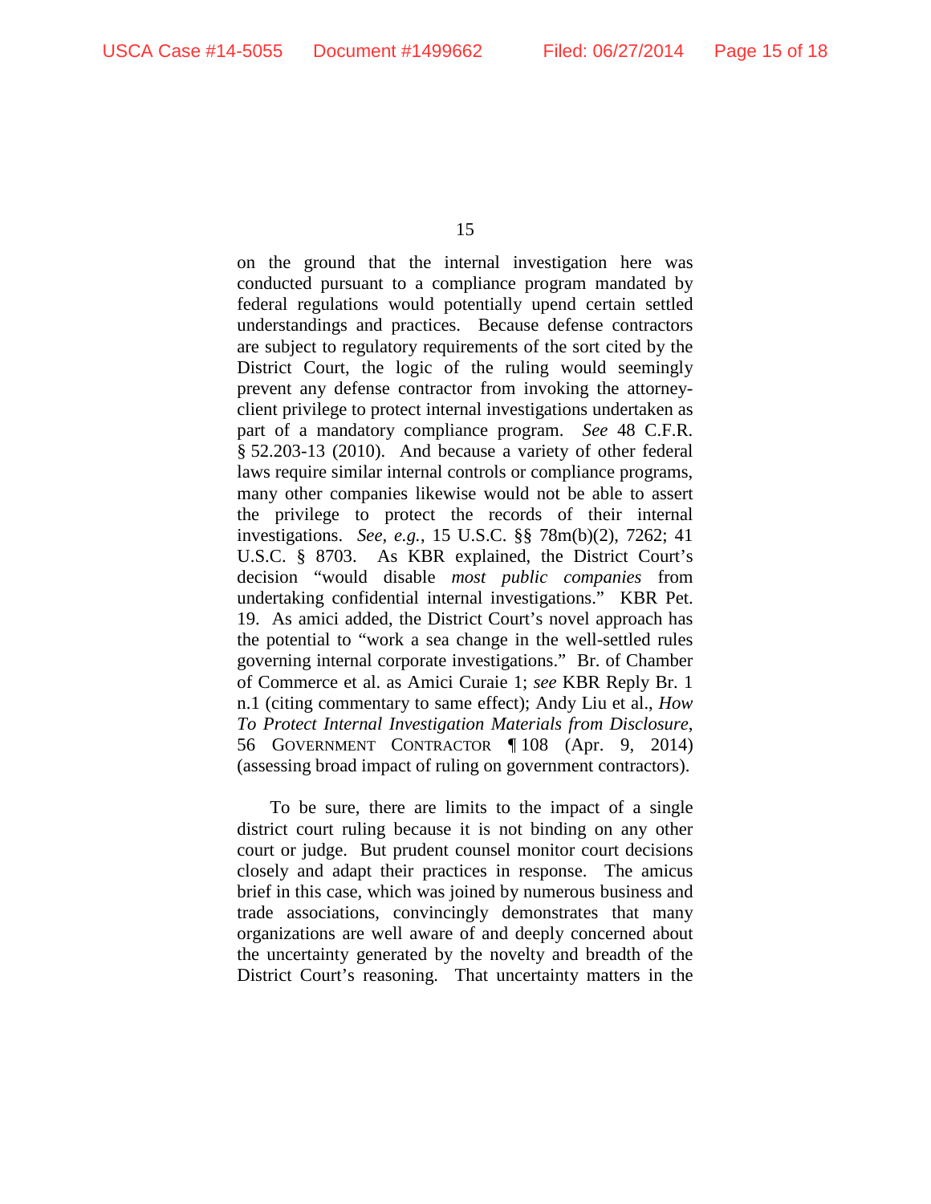on the ground that the internal investigation here was conducted pursuant to a compliance program mandated by federal regulations would potentially upend certain settled understandings and practices. Because defense contractors are subject to regulatory requirements of the sort cited by the District Court, the logic of the ruling would seemingly prevent any defense contractor from invoking the attorney-client privilege to protect internal investigations undertaken as part of a mandatory compliance program. *See* 48 C.F.R. § 52.203-13 (2010). And because a variety of other federal laws require similar internal controls or compliance programs, many other companies likewise would not be able to assert the privilege to protect the records of their internal investigations. *See, e.g.*, 15 U.S.C. §§ 78m(b)(2), 7262; 41 U.S.C. § 8703. As KBR explained, the District Court's decision "would disable *most public companies* from undertaking confidential internal investigations." KBR Pet. 19. As amici added, the District Court's novel approach has the potential to "work a sea change in the well-settled rules governing internal corporate investigations." Br. of Chamber of Commerce et al. as Amici Curaie 1; *see* KBR Reply Br. 1 n.1 (citing commentary to same effect); Andy Liu et al., *How To Protect Internal Investigation Materials from Disclosure*, 56 GOVERNMENT CONTRACTOR ¶ 108 (Apr. 9, 2014) (assessing broad impact of ruling on government contractors).

To be sure, there are limits to the impact of a single district court ruling because it is not binding on any other court or judge. But prudent counsel monitor court decisions closely and adapt their practices in response. The amicus brief in this case, which was joined by numerous business and trade associations, convincingly demonstrates that many organizations are well aware of and deeply concerned about the uncertainty generated by the novelty and breadth of the District Court's reasoning. That uncertainty matters in the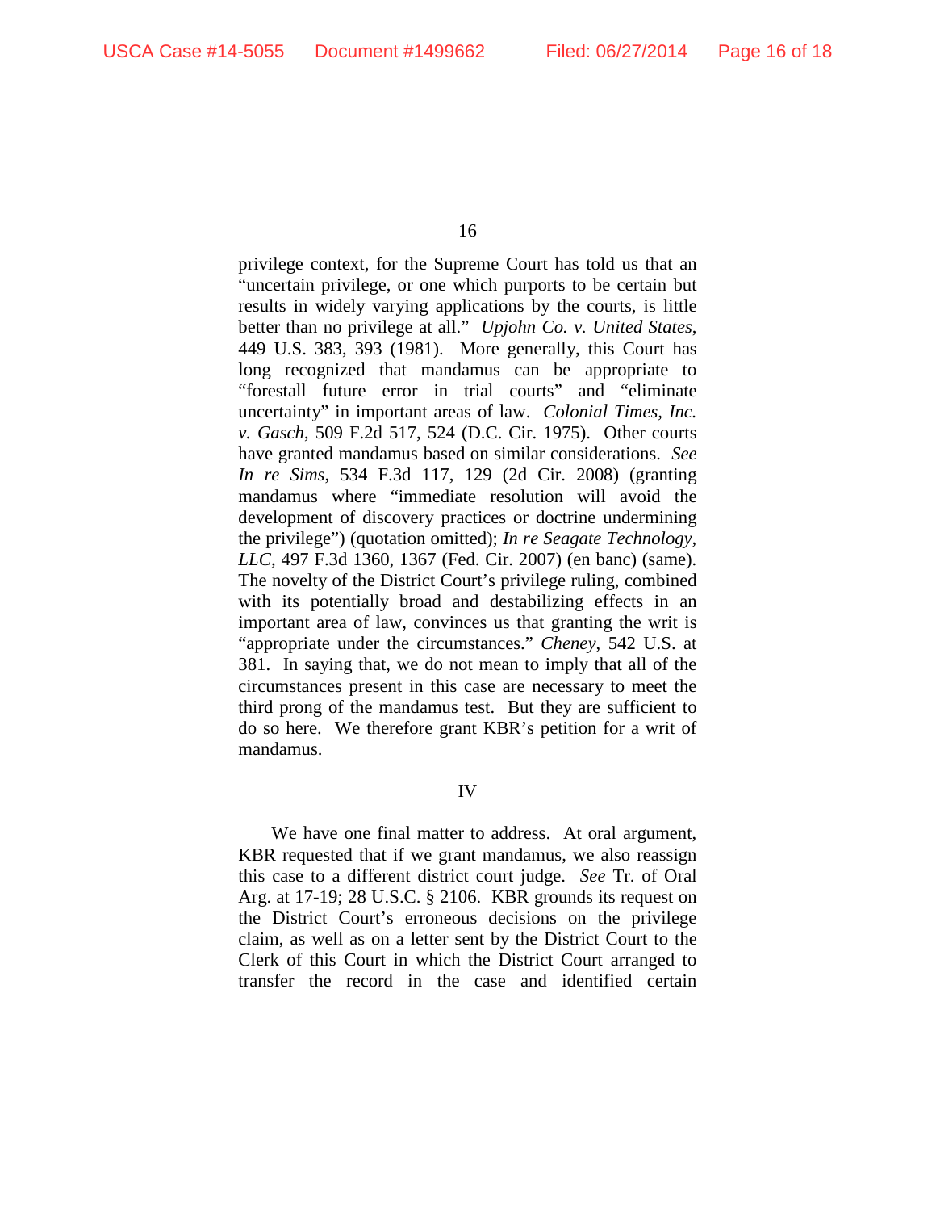privilege context, for the Supreme Court has told us that an "uncertain privilege, or one which purports to be certain but results in widely varying applications by the courts, is little better than no privilege at all." *Upjohn Co. v. United States*, 449 U.S. 383, 393 (1981). More generally, this Court has long recognized that mandamus can be appropriate to "forestall future error in trial courts" and "eliminate uncertainty" in important areas of law. *Colonial Times, Inc. v. Gasch*, 509 F.2d 517, 524 (D.C. Cir. 1975). Other courts have granted mandamus based on similar considerations. *See In re Sims*, 534 F.3d 117, 129 (2d Cir. 2008) (granting mandamus where "immediate resolution will avoid the development of discovery practices or doctrine undermining the privilege") (quotation omitted); *In re Seagate Technology, LLC*, 497 F.3d 1360, 1367 (Fed. Cir. 2007) (en banc) (same). The novelty of the District Court's privilege ruling, combined with its potentially broad and destabilizing effects in an important area of law, convinces us that granting the writ is "appropriate under the circumstances." *Cheney*, 542 U.S. at 381. In saying that, we do not mean to imply that all of the circumstances present in this case are necessary to meet the third prong of the mandamus test. But they are sufficient to do so here. We therefore grant KBR's petition for a writ of mandamus.

## IV

We have one final matter to address. At oral argument, KBR requested that if we grant mandamus, we also reassign this case to a different district court judge. *See* Tr. of Oral Arg. at 17-19; 28 U.S.C. § 2106. KBR grounds its request on the District Court's erroneous decisions on the privilege claim, as well as on a letter sent by the District Court to the Clerk of this Court in which the District Court arranged to transfer the record in the case and identified certain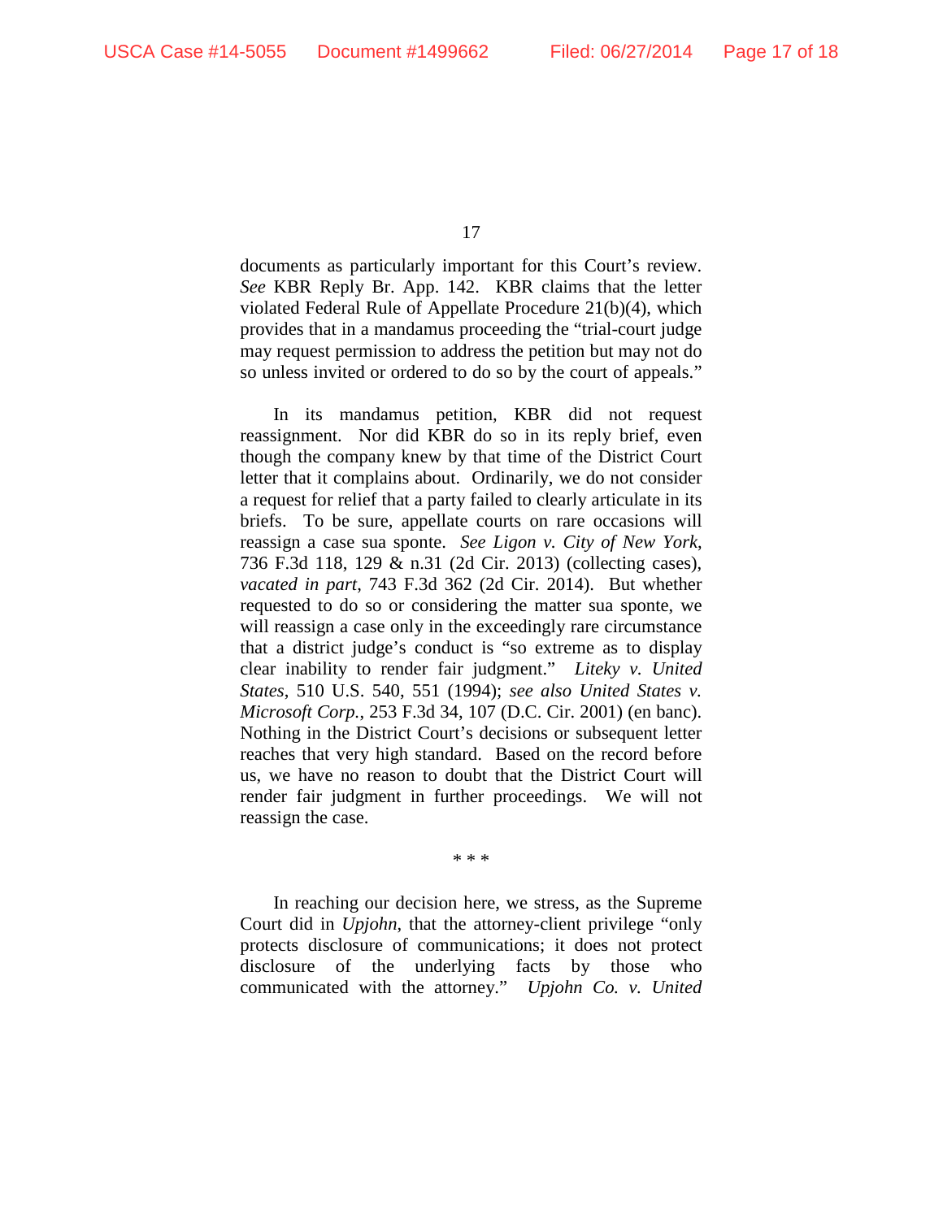documents as particularly important for this Court's review. *See* KBR Reply Br. App. 142. KBR claims that the letter violated Federal Rule of Appellate Procedure 21(b)(4), which provides that in a mandamus proceeding the "trial-court judge may request permission to address the petition but may not do so unless invited or ordered to do so by the court of appeals."

In its mandamus petition, KBR did not request reassignment. Nor did KBR do so in its reply brief, even though the company knew by that time of the District Court letter that it complains about. Ordinarily, we do not consider a request for relief that a party failed to clearly articulate in its briefs. To be sure, appellate courts on rare occasions will reassign a case sua sponte. *See Ligon v. City of New York*, 736 F.3d 118, 129 & n.31 (2d Cir. 2013) (collecting cases), *vacated in part*, 743 F.3d 362 (2d Cir. 2014). But whether requested to do so or considering the matter sua sponte, we will reassign a case only in the exceedingly rare circumstance that a district judge's conduct is "so extreme as to display clear inability to render fair judgment." *Liteky v. United States*, 510 U.S. 540, 551 (1994); *see also United States v. Microsoft Corp.*, 253 F.3d 34, 107 (D.C. Cir. 2001) (en banc). Nothing in the District Court's decisions or subsequent letter reaches that very high standard. Based on the record before us, we have no reason to doubt that the District Court will render fair judgment in further proceedings. We will not reassign the case.

\* \* \*

In reaching our decision here, we stress, as the Supreme Court did in *Upjohn*, that the attorney-client privilege "only protects disclosure of communications; it does not protect disclosure of the underlying facts by those who communicated with the attorney." *Upjohn Co. v. United*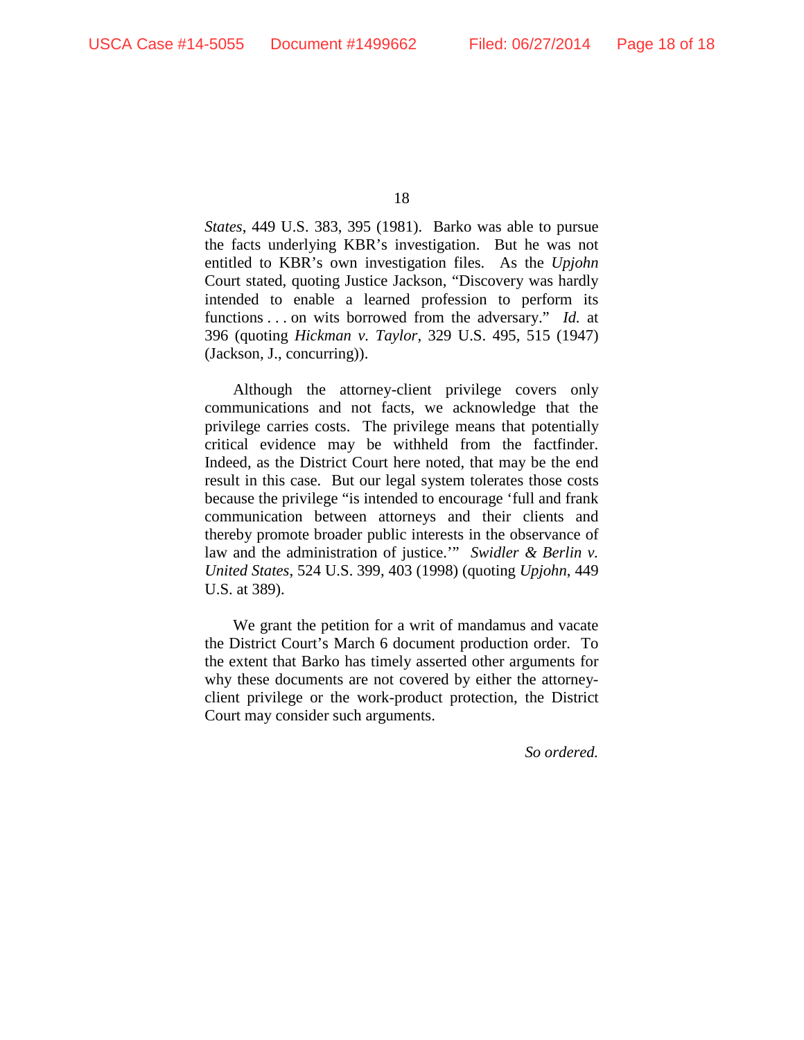*States*, 449 U.S. 383, 395 (1981). Barko was able to pursue the facts underlying KBR's investigation. But he was not entitled to KBR's own investigation files. As the *Upjohn* Court stated, quoting Justice Jackson, "Discovery was hardly intended to enable a learned profession to perform its functions . . . on wits borrowed from the adversary." *Id.* at 396 (quoting *Hickman v. Taylor*, 329 U.S. 495, 515 (1947) (Jackson, J., concurring)).

Although the attorney-client privilege covers only communications and not facts, we acknowledge that the privilege carries costs. The privilege means that potentially critical evidence may be withheld from the factfinder. Indeed, as the District Court here noted, that may be the end result in this case. But our legal system tolerates those costs because the privilege "is intended to encourage 'full and frank communication between attorneys and their clients and thereby promote broader public interests in the observance of law and the administration of justice.'" *Swidler & Berlin v. United States*, 524 U.S. 399, 403 (1998) (quoting *Upjohn*, 449 U.S. at 389).

We grant the petition for a writ of mandamus and vacate the District Court's March 6 document production order. To the extent that Barko has timely asserted other arguments for why these documents are not covered by either the attorney-client privilege or the work-product protection, the District Court may consider such arguments.

*So ordered.*